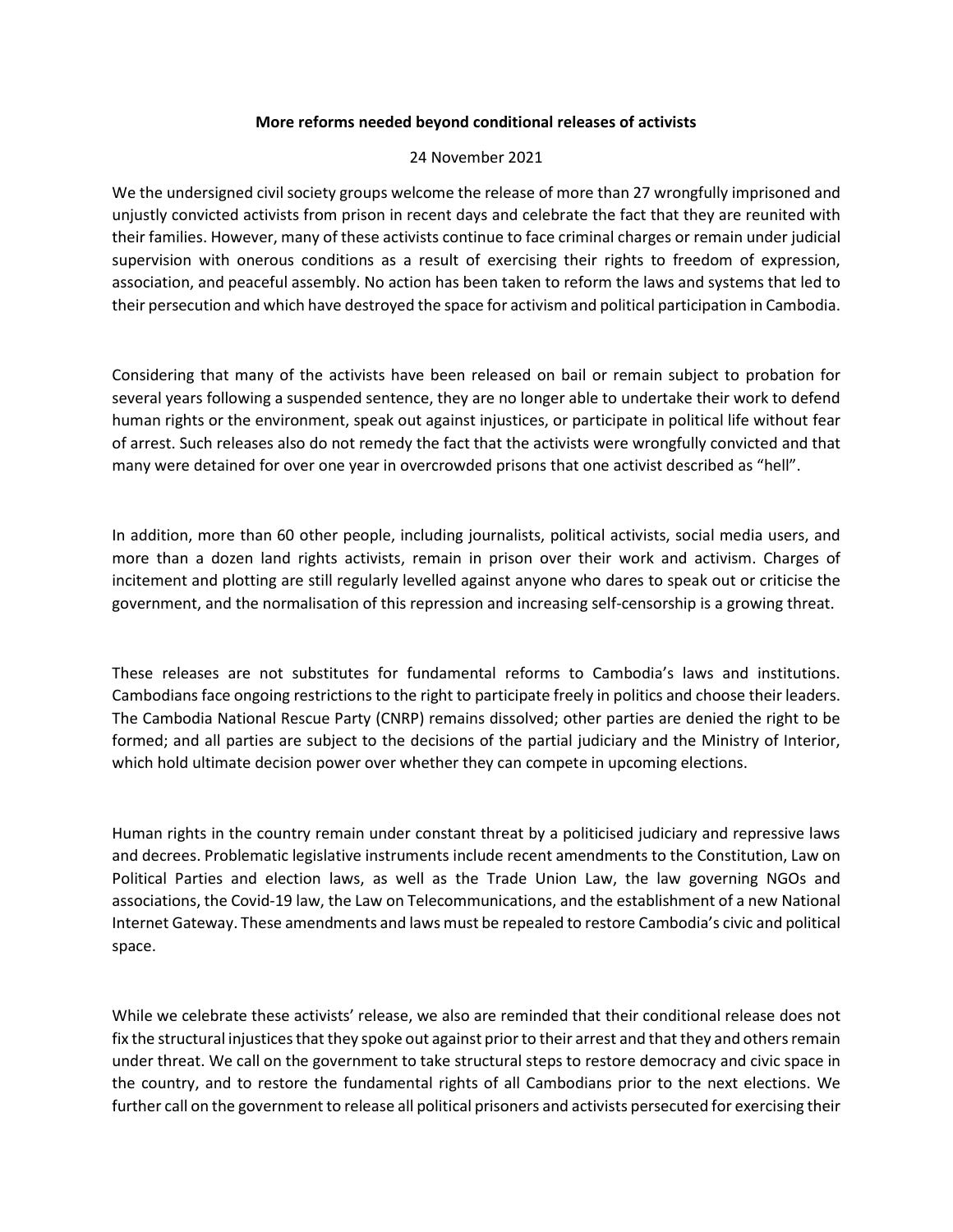**More reforms needed beyond conditional releases of activists**

24 November 2021

We the undersigned civil society groups welcome the release of more than 27 wrongfully imprisoned and unjustly convicted activists from prison in recent days and celebrate the fact that they are reunited with their families. However, many of these activists continue to face criminal charges or remain under judicial supervision with onerous conditions as a result of exercising their rights to freedom of expression, association, and peaceful assembly. No action has been taken to reform the laws and systems that led to their persecution and which have destroyed the space for activism and political participation in Cambodia.

Considering that many of the activists have been released on bail or remain subject to probation for several years following a suspended sentence, they are no longer able to undertake their work to defend human rights or the environment, speak out against injustices, or participate in political life without fear of arrest. Such releases also do not remedy the fact that the activists were wrongfully convicted and that many were detained for over one year in overcrowded prisons that one activist described as "hell".

In addition, more than 60 other people, including journalists, political activists, social media users, and more than a dozen land rights activists, remain in prison over their work and activism. Charges of incitement and plotting are still regularly levelled against anyone who dares to speak out or criticise the government, and the normalisation of this repression and increasing self-censorship is a growing threat.

These releases are not substitutes for fundamental reforms to Cambodia's laws and institutions. Cambodians face ongoing restrictions to the right to participate freely in politics and choose their leaders. The Cambodia National Rescue Party (CNRP) remains dissolved; other parties are denied the right to be formed; and all parties are subject to the decisions of the partial judiciary and the Ministry of Interior, which hold ultimate decision power over whether they can compete in upcoming elections.

Human rights in the country remain under constant threat by a politicised judiciary and repressive laws and decrees. Problematic legislative instruments include recent amendments to the Constitution, Law on Political Parties and election laws, as well as the Trade Union Law, the law governing NGOs and associations, the Covid-19 law, the Law on Telecommunications, and the establishment of a new National Internet Gateway. These amendments and laws must be repealed to restore Cambodia's civic and political space.

While we celebrate these activists' release, we also are reminded that their conditional release does not fix the structural injustices that they spoke out against prior to their arrest and that they and others remain under threat. We call on the government to take structural steps to restore democracy and civic space in the country, and to restore the fundamental rights of all Cambodians prior to the next elections. We further call on the government to release all political prisoners and activists persecuted for exercising their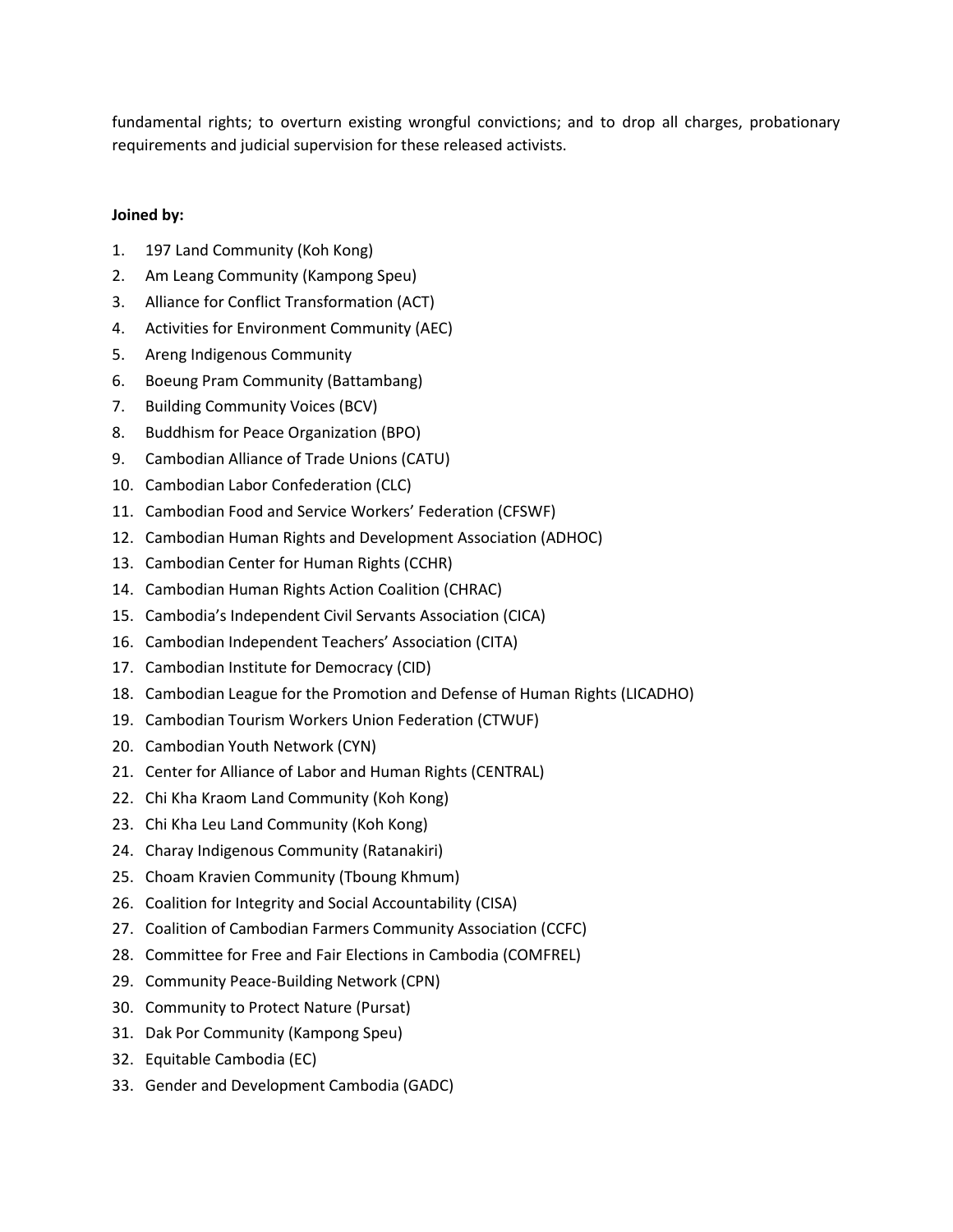fundamental rights; to overturn existing wrongful convictions; and to drop all charges, probationary requirements and judicial supervision for these released activists.

**Joined by:**

1. 197 Land Community (Koh Kong)
2. Am Leang Community (Kampong Speu)
3. Alliance for Conflict Transformation (ACT)
4. Activities for Environment Community (AEC)
5. Areng Indigenous Community
6. Boeung Pram Community (Battambang)
7. Building Community Voices (BCV)
8. Buddhism for Peace Organization (BPO)
9. Cambodian Alliance of Trade Unions (CATU)
10. Cambodian Labor Confederation (CLC)
11. Cambodian Food and Service Workers' Federation (CFSWF)
12. Cambodian Human Rights and Development Association (ADHOC)
13. Cambodian Center for Human Rights (CCHR)
14. Cambodian Human Rights Action Coalition (CHRAC)
15. Cambodia's Independent Civil Servants Association (CICA)
16. Cambodian Independent Teachers' Association (CITA)
17. Cambodian Institute for Democracy (CID)
18. Cambodian League for the Promotion and Defense of Human Rights (LICADHO)
19. Cambodian Tourism Workers Union Federation (CTWUF)
20. Cambodian Youth Network (CYN)
21. Center for Alliance of Labor and Human Rights (CENTRAL)
22. Chi Kha Kraom Land Community (Koh Kong)
23. Chi Kha Leu Land Community (Koh Kong)
24. Charay Indigenous Community (Ratanakiri)
25. Choam Kravien Community (Tboung Khmum)
26. Coalition for Integrity and Social Accountability (CISA)
27. Coalition of Cambodian Farmers Community Association (CCFC)
28. Committee for Free and Fair Elections in Cambodia (COMFREL)
29. Community Peace-Building Network (CPN)
30. Community to Protect Nature (Pursat)
31. Dak Por Community (Kampong Speu)
32. Equitable Cambodia (EC)
33. Gender and Development Cambodia (GADC)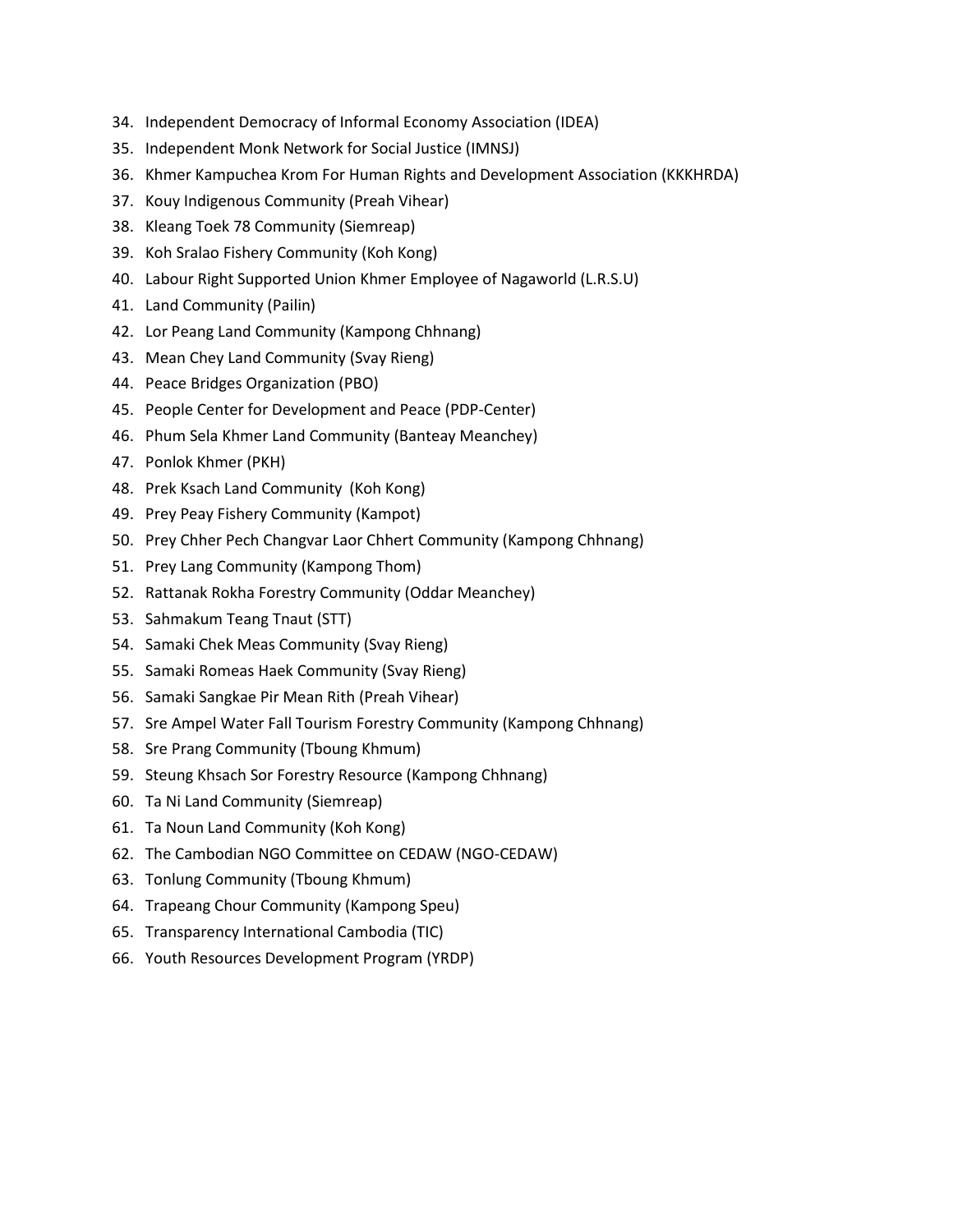34. Independent Democracy of Informal Economy Association (IDEA)
35. Independent Monk Network for Social Justice (IMNSJ)
36. Khmer Kampuchea Krom For Human Rights and Development Association (KKKHRDA)
37. Kouy Indigenous Community (Preah Vihear)
38. Kleang Toek 78 Community (Siemreap)
39. Koh Sralao Fishery Community (Koh Kong)
40. Labour Right Supported Union Khmer Employee of Nagaworld (L.R.S.U)
41. Land Community (Pailin)
42. Lor Peang Land Community (Kampong Chhnang)
43. Mean Chey Land Community (Svay Rieng)
44. Peace Bridges Organization (PBO)
45. People Center for Development and Peace (PDP-Center)
46. Phum Sela Khmer Land Community (Banteay Meanchey)
47. Ponlok Khmer (PKH)
48. Prek Ksach Land Community (Koh Kong)
49. Prey Peay Fishery Community (Kampot)
50. Prey Chher Pech Changvar Laor Chhert Community (Kampong Chhnang)
51. Prey Lang Community (Kampong Thom)
52. Rattanak Rokha Forestry Community (Oddar Meanchey)
53. Sahmakum Teang Tnaut (STT)
54. Samaki Chek Meas Community (Svay Rieng)
55. Samaki Romeas Haek Community (Svay Rieng)
56. Samaki Sangkae Pir Mean Rith (Preah Vihear)
57. Sre Ampel Water Fall Tourism Forestry Community (Kampong Chhnang)
58. Sre Prang Community (Tboung Khmum)
59. Steung Khsach Sor Forestry Resource (Kampong Chhnang)
60. Ta Ni Land Community (Siemreap)
61. Ta Noun Land Community (Koh Kong)
62. The Cambodian NGO Committee on CEDAW (NGO-CEDAW)
63. Tonlung Community (Tboung Khmum)
64. Trapeang Chour Community (Kampong Speu)
65. Transparency International Cambodia (TIC)
66. Youth Resources Development Program (YRDP)